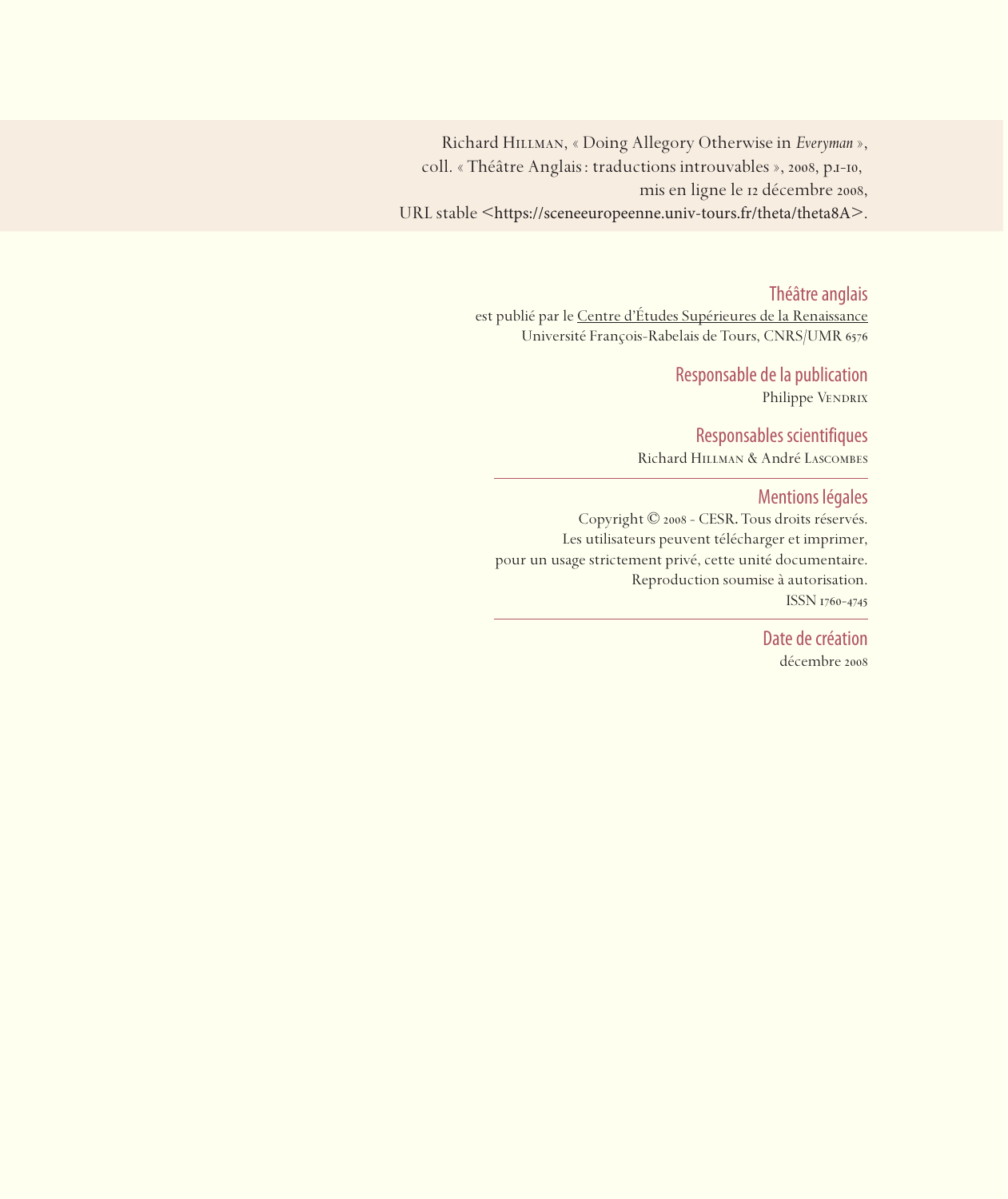Richard Hillman, « Doing Allegory Otherwise in *Everyman* »,
coll. « Théâtre Anglais : traductions introuvables », 2008, p.1-10,
mis en ligne le 12 décembre 2008,
URL stable <https://sceneeuropeenne.univ-tours.fr/theta/theta8A>.

## Théâtre anglais

est publié par le Centre d'Études Supérieures de la Renaissance
Université François-Rabelais de Tours, CNRS/UMR 6576

## Responsable de la publication

Philippe Vendrix

## Responsables scientifiques

Richard Hillman & André Lascombes

---

## Mentions légales

Copyright © 2008 - CESR. Tous droits réservés.
Les utilisateurs peuvent télécharger et imprimer,
pour un usage strictement privé, cette unité documentaire.
Reproduction soumise à autorisation.
ISSN 1760-4745

---

## Date de création

décembre 2008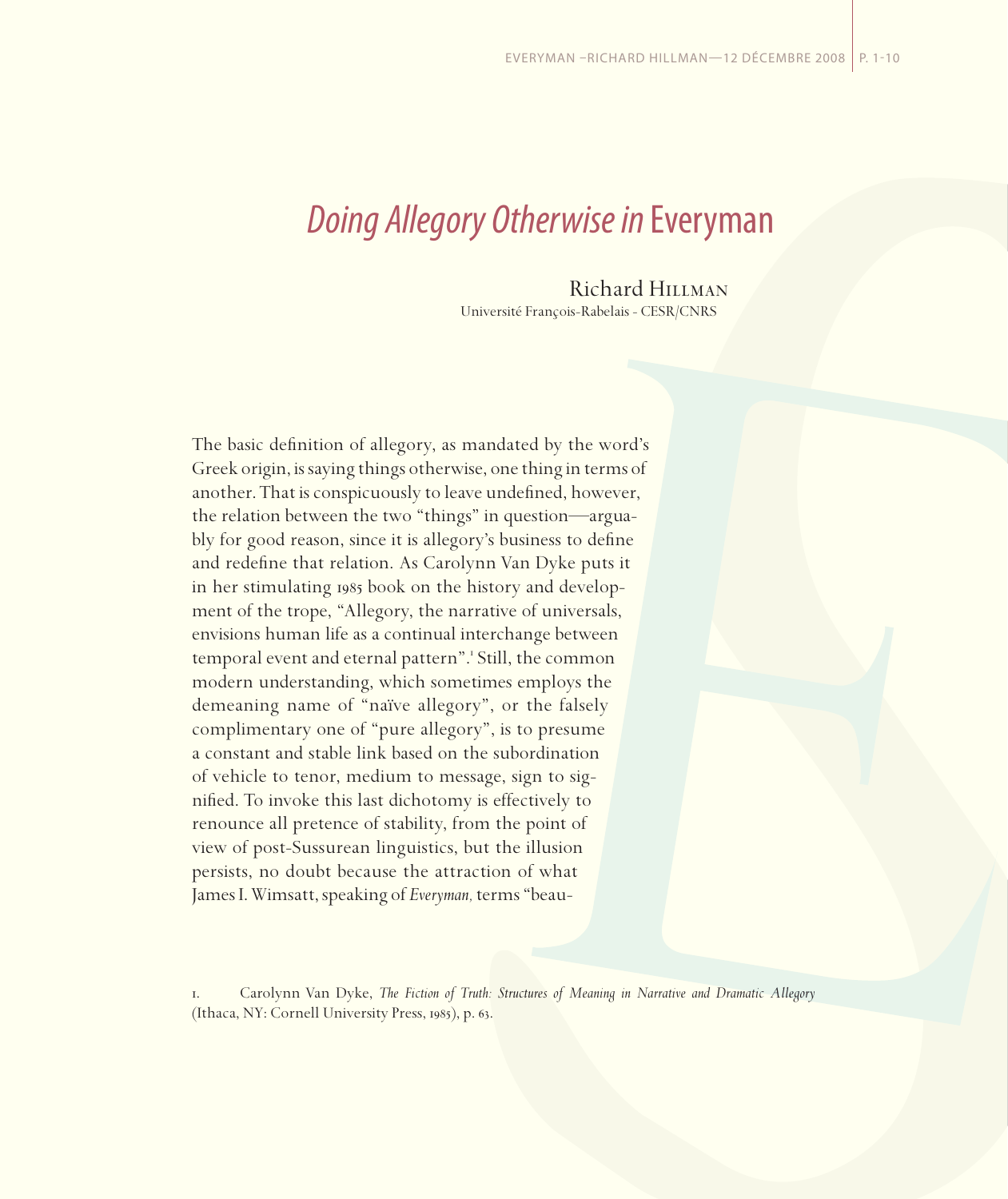# *Doing Allegory Otherwise in* Everyman

Richard Hillman
Université François-Rabelais - CESR/CNRS

The basic definition of allegory, as mandated by the word's Greek origin, is saying things otherwise, one thing in terms of another. That is conspicuously to leave undefined, however, the relation between the two "things" in question—arguably for good reason, since it is allegory's business to define and redefine that relation. As Carolynn Van Dyke puts it in her stimulating 1985 book on the history and development of the trope, "Allegory, the narrative of universals, envisions human life as a continual interchange between temporal event and eternal pattern".[1] Still, the common modern understanding, which sometimes employs the demeaning name of "naïve allegory", or the falsely complimentary one of "pure allegory", is to presume a constant and stable link based on the subordination of vehicle to tenor, medium to message, sign to signified. To invoke this last dichotomy is effectively to renounce all pretence of stability, from the point of view of post-Sussurean linguistics, but the illusion persists, no doubt because the attraction of what James I. Wimsatt, speaking of *Everyman,* terms "beau-

1. Carolynn Van Dyke, *The Fiction of Truth: Structures of Meaning in Narrative and Dramatic Allegory* (Ithaca, NY: Cornell University Press, 1985), p. 63.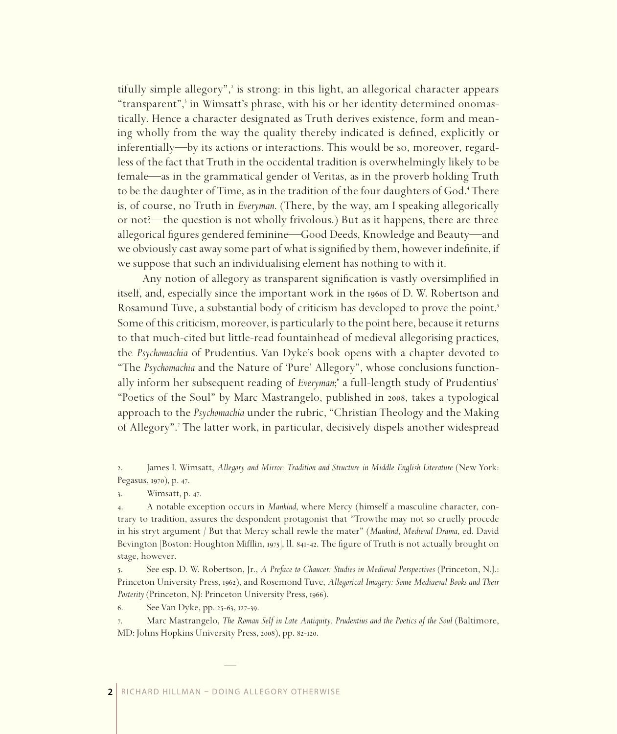tifully simple allegory",[2] is strong: in this light, an allegorical character appears "transparent",[3] in Wimsatt's phrase, with his or her identity determined onomastically. Hence a character designated as Truth derives existence, form and meaning wholly from the way the quality thereby indicated is defined, explicitly or inferentially—by its actions or interactions. This would be so, moreover, regardless of the fact that Truth in the occidental tradition is overwhelmingly likely to be female—as in the grammatical gender of Veritas, as in the proverb holding Truth to be the daughter of Time, as in the tradition of the four daughters of God.[4] There is, of course, no Truth in *Everyman*. (There, by the way, am I speaking allegorically or not?—the question is not wholly frivolous.) But as it happens, there are three allegorical figures gendered feminine—Good Deeds, Knowledge and Beauty—and we obviously cast away some part of what is signified by them, however indefinite, if we suppose that such an individualising element has nothing to with it.

Any notion of allegory as transparent signification is vastly oversimplified in itself, and, especially since the important work in the 1960s of D. W. Robertson and Rosamund Tuve, a substantial body of criticism has developed to prove the point.[5] Some of this criticism, moreover, is particularly to the point here, because it returns to that much-cited but little-read fountainhead of medieval allegorising practices, the *Psychomachia* of Prudentius. Van Dyke's book opens with a chapter devoted to "The *Psychomachia* and the Nature of 'Pure' Allegory", whose conclusions functionally inform her subsequent reading of *Everyman*;[6] a full-length study of Prudentius' "Poetics of the Soul" by Marc Mastrangelo, published in 2008, takes a typological approach to the *Psychomachia* under the rubric, "Christian Theology and the Making of Allegory".[7] The latter work, in particular, decisively dispels another widespread

2. James I. Wimsatt, *Allegory and Mirror: Tradition and Structure in Middle English Literature* (New York: Pegasus, 1970), p. 47.

3. Wimsatt, p. 47.

4. A notable exception occurs in *Mankind*, where Mercy (himself a masculine character, contrary to tradition, assures the despondent protagonist that "Trowthe may not so cruelly procede in his stryt argument / But that Mercy schall rewle the mater" (*Mankind*, *Medieval Drama*, ed. David Bevington [Boston: Houghton Mifflin, 1975], ll. 841-42. The figure of Truth is not actually brought on stage, however.

5. See esp. D. W. Robertson, Jr., *A Preface to Chaucer: Studies in Medieval Perspectives* (Princeton, N.J.: Princeton University Press, 1962), and Rosemond Tuve, *Allegorical Imagery: Some Mediaeval Books and Their Posterity* (Princeton, NJ: Princeton University Press, 1966).

6. See Van Dyke, pp. 25-63, 127-39.

7. Marc Mastrangelo, *The Roman Self in Late Antiquity: Prudentius and the Poetics of the Soul* (Baltimore, MD: Johns Hopkins University Press, 2008), pp. 82-120.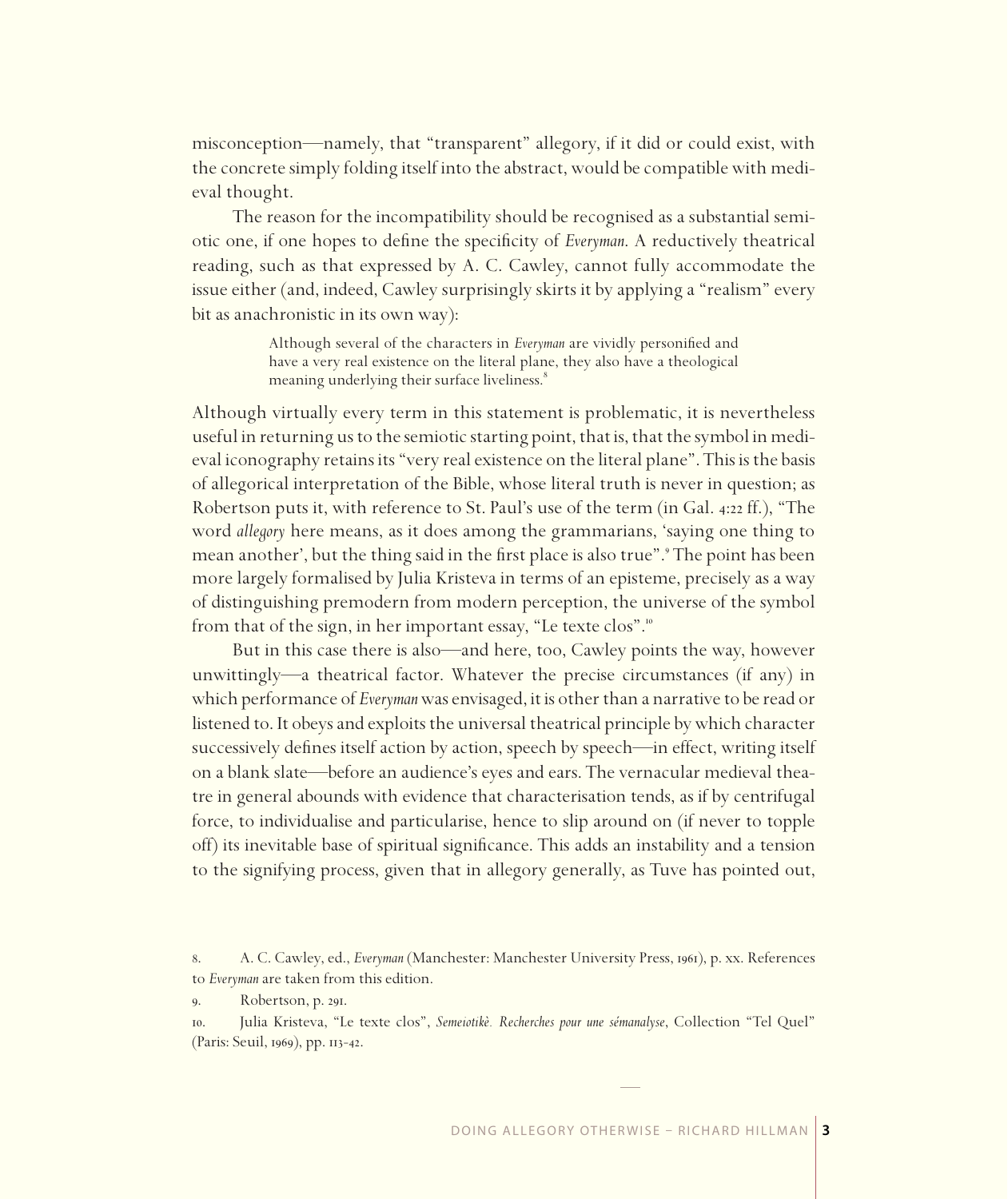misconception—namely, that "transparent" allegory, if it did or could exist, with the concrete simply folding itself into the abstract, would be compatible with medieval thought.

The reason for the incompatibility should be recognised as a substantial semiotic one, if one hopes to define the specificity of *Everyman*. A reductively theatrical reading, such as that expressed by A. C. Cawley, cannot fully accommodate the issue either (and, indeed, Cawley surprisingly skirts it by applying a "realism" every bit as anachronistic in its own way):

> Although several of the characters in *Everyman* are vividly personified and have a very real existence on the literal plane, they also have a theological meaning underlying their surface liveliness.[8]

Although virtually every term in this statement is problematic, it is nevertheless useful in returning us to the semiotic starting point, that is, that the symbol in medieval iconography retains its "very real existence on the literal plane". This is the basis of allegorical interpretation of the Bible, whose literal truth is never in question; as Robertson puts it, with reference to St. Paul's use of the term (in Gal. 4:22 ff.), "The word *allegory* here means, as it does among the grammarians, 'saying one thing to mean another', but the thing said in the first place is also true".[9] The point has been more largely formalised by Julia Kristeva in terms of an episteme, precisely as a way of distinguishing premodern from modern perception, the universe of the symbol from that of the sign, in her important essay, "Le texte clos".[10]

But in this case there is also—and here, too, Cawley points the way, however unwittingly—a theatrical factor. Whatever the precise circumstances (if any) in which performance of *Everyman* was envisaged, it is other than a narrative to be read or listened to. It obeys and exploits the universal theatrical principle by which character successively defines itself action by action, speech by speech—in effect, writing itself on a blank slate—before an audience's eyes and ears. The vernacular medieval theatre in general abounds with evidence that characterisation tends, as if by centrifugal force, to individualise and particularise, hence to slip around on (if never to topple off) its inevitable base of spiritual significance. This adds an instability and a tension to the signifying process, given that in allegory generally, as Tuve has pointed out,

8. A. C. Cawley, ed., *Everyman* (Manchester: Manchester University Press, 1961), p. xx. References to *Everyman* are taken from this edition.

9. Robertson, p. 291.

10. Julia Kristeva, "Le texte clos", *Semeiotikè. Recherches pour une sémanalyse*, Collection "Tel Quel" (Paris: Seuil, 1969), pp. 113-42.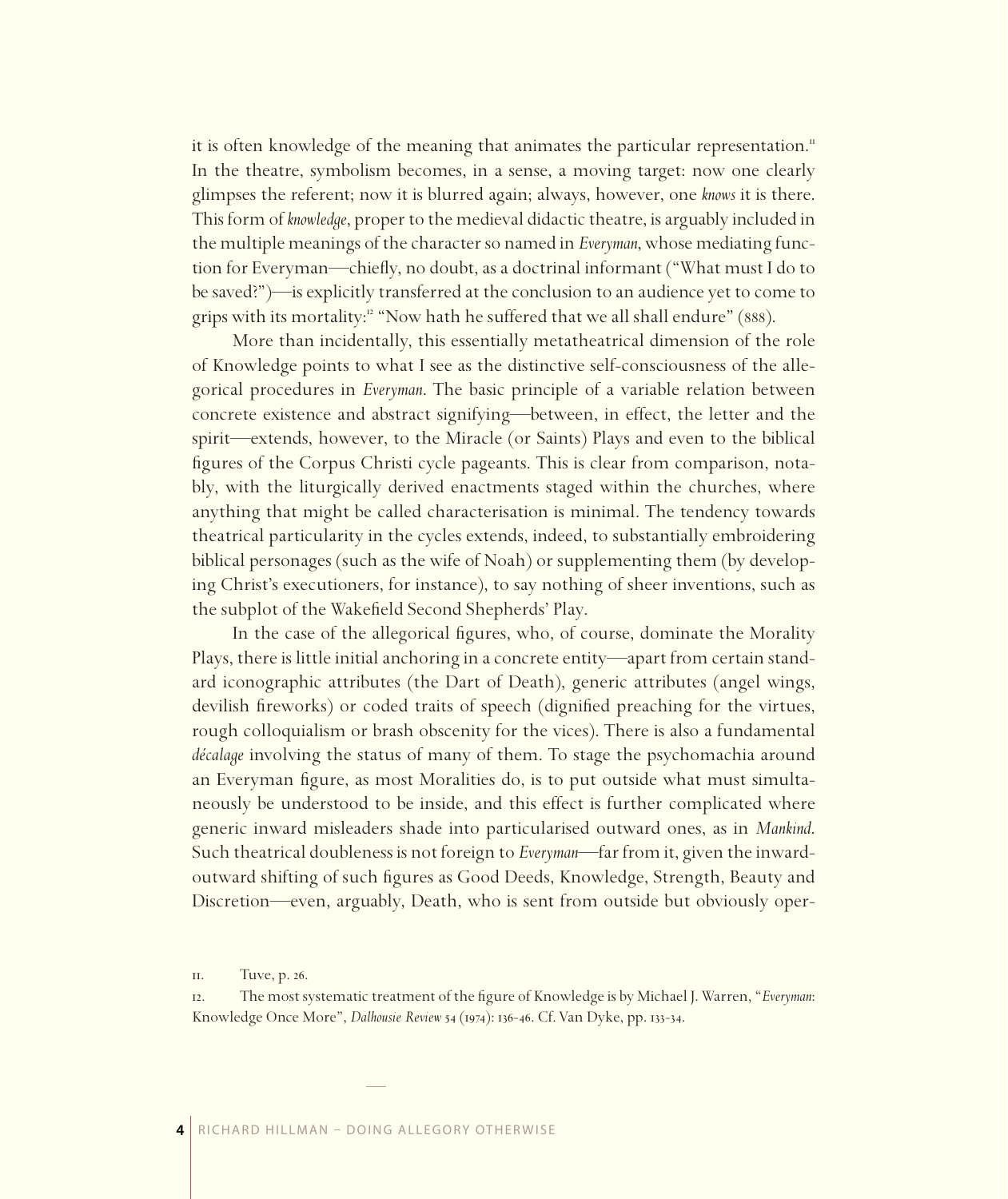it is often knowledge of the meaning that animates the particular representation.[11] In the theatre, symbolism becomes, in a sense, a moving target: now one clearly glimpses the referent; now it is blurred again; always, however, one *knows* it is there. This form of *knowledge*, proper to the medieval didactic theatre, is arguably included in the multiple meanings of the character so named in *Everyman*, whose mediating function for Everyman—chiefly, no doubt, as a doctrinal informant ("What must I do to be saved?")—is explicitly transferred at the conclusion to an audience yet to come to grips with its mortality:[12] "Now hath he suffered that we all shall endure" (888).

More than incidentally, this essentially metatheatrical dimension of the role of Knowledge points to what I see as the distinctive self-consciousness of the allegorical procedures in *Everyman*. The basic principle of a variable relation between concrete existence and abstract signifying—between, in effect, the letter and the spirit—extends, however, to the Miracle (or Saints) Plays and even to the biblical figures of the Corpus Christi cycle pageants. This is clear from comparison, notably, with the liturgically derived enactments staged within the churches, where anything that might be called characterisation is minimal. The tendency towards theatrical particularity in the cycles extends, indeed, to substantially embroidering biblical personages (such as the wife of Noah) or supplementing them (by developing Christ's executioners, for instance), to say nothing of sheer inventions, such as the subplot of the Wakefield Second Shepherds' Play.

In the case of the allegorical figures, who, of course, dominate the Morality Plays, there is little initial anchoring in a concrete entity—apart from certain standard iconographic attributes (the Dart of Death), generic attributes (angel wings, devilish fireworks) or coded traits of speech (dignified preaching for the virtues, rough colloquialism or brash obscenity for the vices). There is also a fundamental *décalage* involving the status of many of them. To stage the psychomachia around an Everyman figure, as most Moralities do, is to put outside what must simultaneously be understood to be inside, and this effect is further complicated where generic inward misleaders shade into particularised outward ones, as in *Mankind*. Such theatrical doubleness is not foreign to *Everyman*—far from it, given the inward-outward shifting of such figures as Good Deeds, Knowledge, Strength, Beauty and Discretion—even, arguably, Death, who is sent from outside but obviously oper-

11. Tuve, p. 26.

12. The most systematic treatment of the figure of Knowledge is by Michael J. Warren, "*Everyman*: Knowledge Once More", *Dalhousie Review* 54 (1974): 136-46. Cf. Van Dyke, pp. 133-34.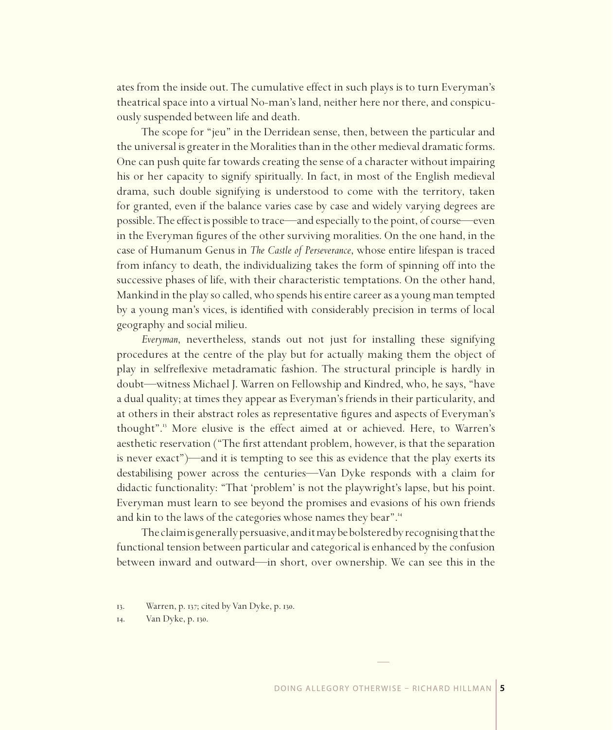ates from the inside out. The cumulative effect in such plays is to turn Everyman's theatrical space into a virtual No-man's land, neither here nor there, and conspicuously suspended between life and death.

The scope for "jeu" in the Derridean sense, then, between the particular and the universal is greater in the Moralities than in the other medieval dramatic forms. One can push quite far towards creating the sense of a character without impairing his or her capacity to signify spiritually. In fact, in most of the English medieval drama, such double signifying is understood to come with the territory, taken for granted, even if the balance varies case by case and widely varying degrees are possible. The effect is possible to trace—and especially to the point, of course—even in the Everyman figures of the other surviving moralities. On the one hand, in the case of Humanum Genus in *The Castle of Perseverance*, whose entire lifespan is traced from infancy to death, the individualizing takes the form of spinning off into the successive phases of life, with their characteristic temptations. On the other hand, Mankind in the play so called, who spends his entire career as a young man tempted by a young man's vices, is identified with considerably precision in terms of local geography and social milieu.

*Everyman*, nevertheless, stands out not just for installing these signifying procedures at the centre of the play but for actually making them the object of play in selfreflexive metadramatic fashion. The structural principle is hardly in doubt—witness Michael J. Warren on Fellowship and Kindred, who, he says, "have a dual quality; at times they appear as Everyman's friends in their particularity, and at others in their abstract roles as representative figures and aspects of Everyman's thought".[13] More elusive is the effect aimed at or achieved. Here, to Warren's aesthetic reservation ("The first attendant problem, however, is that the separation is never exact")—and it is tempting to see this as evidence that the play exerts its destabilising power across the centuries—Van Dyke responds with a claim for didactic functionality: "That 'problem' is not the playwright's lapse, but his point. Everyman must learn to see beyond the promises and evasions of his own friends and kin to the laws of the categories whose names they bear".[14]

The claim is generally persuasive, and it may be bolstered by recognising that the functional tension between particular and categorical is enhanced by the confusion between inward and outward—in short, over ownership. We can see this in the

13. Warren, p. 137; cited by Van Dyke, p. 130.

14. Van Dyke, p. 130.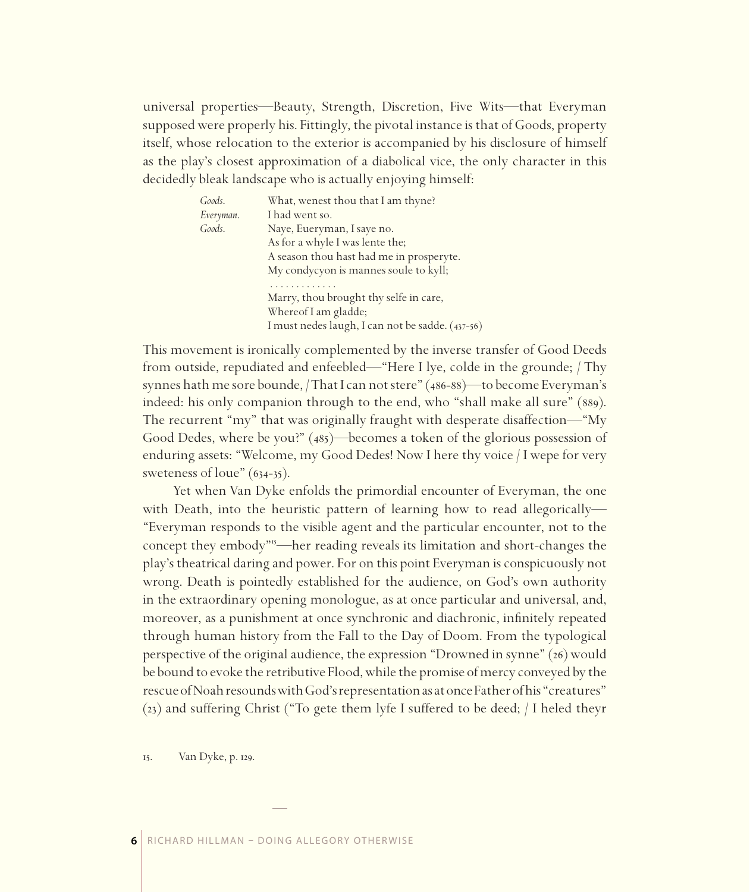universal properties—Beauty, Strength, Discretion, Five Wits—that Everyman supposed were properly his. Fittingly, the pivotal instance is that of Goods, property itself, whose relocation to the exterior is accompanied by his disclosure of himself as the play's closest approximation of a diabolical vice, the only character in this decidedly bleak landscape who is actually enjoying himself:

> *Goods.* What, wenest thou that I am thyne?
> *Everyman.* I had went so.
> *Goods.* Naye, Eueryman, I saye no.
> As for a whyle I was lente the;
> A season thou hast had me in prosperyte.
> My condycyon is mannes soule to kyll;
> . . . . . . . . . . . . .
> Marry, thou brought thy selfe in care,
> Whereof I am gladde;
> I must nedes laugh, I can not be sadde. (437-56)

This movement is ironically complemented by the inverse transfer of Good Deeds from outside, repudiated and enfeebled—"Here I lye, colde in the grounde; / Thy synnes hath me sore bounde, / That I can not stere" (486-88)—to become Everyman's indeed: his only companion through to the end, who "shall make all sure" (889). The recurrent "my" that was originally fraught with desperate disaffection—"My Good Dedes, where be you?" (485)—becomes a token of the glorious possession of enduring assets: "Welcome, my Good Dedes! Now I here thy voice / I wepe for very sweteness of loue" (634-35).

Yet when Van Dyke enfolds the primordial encounter of Everyman, the one with Death, into the heuristic pattern of learning how to read allegorically—"Everyman responds to the visible agent and the particular encounter, not to the concept they embody"[15]—her reading reveals its limitation and short-changes the play's theatrical daring and power. For on this point Everyman is conspicuously not wrong. Death is pointedly established for the audience, on God's own authority in the extraordinary opening monologue, as at once particular and universal, and, moreover, as a punishment at once synchronic and diachronic, infinitely repeated through human history from the Fall to the Day of Doom. From the typological perspective of the original audience, the expression "Drowned in synne" (26) would be bound to evoke the retributive Flood, while the promise of mercy conveyed by the rescue of Noah resounds with God's representation as at once Father of his "creatures" (23) and suffering Christ ("To gete them lyfe I suffered to be deed; / I heled theyr

15. Van Dyke, p. 129.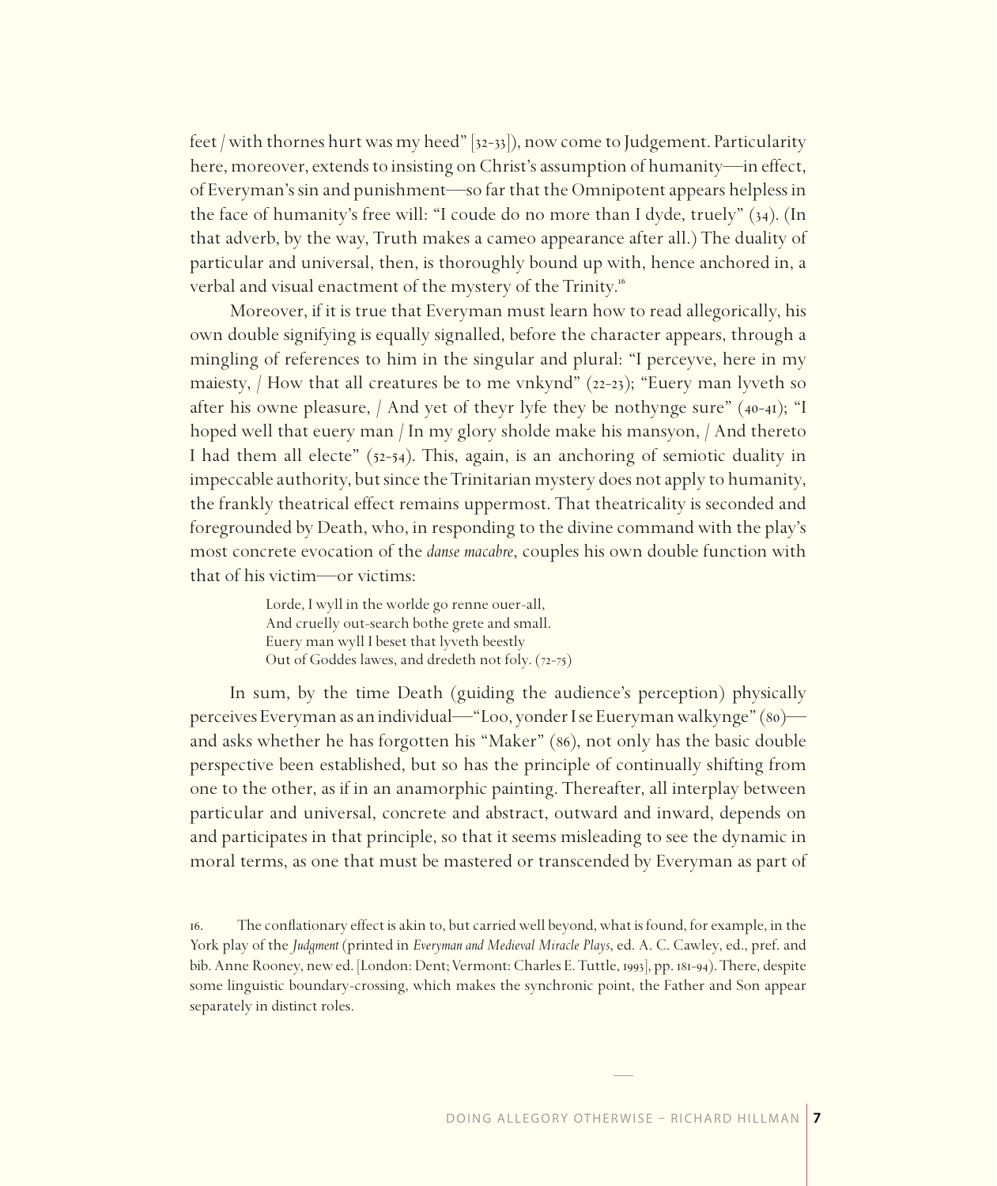feet / with thornes hurt was my heed" [32-33]), now come to Judgement. Particularity here, moreover, extends to insisting on Christ's assumption of humanity—in effect, of Everyman's sin and punishment—so far that the Omnipotent appears helpless in the face of humanity's free will: "I coude do no more than I dyde, truely" (34). (In that adverb, by the way, Truth makes a cameo appearance after all.) The duality of particular and universal, then, is thoroughly bound up with, hence anchored in, a verbal and visual enactment of the mystery of the Trinity.[16]

Moreover, if it is true that Everyman must learn how to read allegorically, his own double signifying is equally signalled, before the character appears, through a mingling of references to him in the singular and plural: "I perceyve, here in my maiesty, / How that all creatures be to me vnkynd" (22-23); "Euery man lyveth so after his owne pleasure, / And yet of theyr lyfe they be nothynge sure" (40-41); "I hoped well that euery man / In my glory sholde make his mansyon, / And thereto I had them all electe" (52-54). This, again, is an anchoring of semiotic duality in impeccable authority, but since the Trinitarian mystery does not apply to humanity, the frankly theatrical effect remains uppermost. That theatricality is seconded and foregrounded by Death, who, in responding to the divine command with the play's most concrete evocation of the *danse macabre*, couples his own double function with that of his victim—or victims:

> Lorde, I wyll in the worlde go renne ouer-all,
> And cruelly out-search bothe grete and small.
> Euery man wyll I beset that lyveth beestly
> Out of Goddes lawes, and dredeth not foly. (72-75)

In sum, by the time Death (guiding the audience's perception) physically perceives Everyman as an individual—"Loo, yonder I se Eueryman walkynge" (80)—and asks whether he has forgotten his "Maker" (86), not only has the basic double perspective been established, but so has the principle of continually shifting from one to the other, as if in an anamorphic painting. Thereafter, all interplay between particular and universal, concrete and abstract, outward and inward, depends on and participates in that principle, so that it seems misleading to see the dynamic in moral terms, as one that must be mastered or transcended by Everyman as part of

16. The conflationary effect is akin to, but carried well beyond, what is found, for example, in the York play of the *Judgment* (printed in *Everyman and Medieval Miracle Plays*, ed. A. C. Cawley, ed., pref. and bib. Anne Rooney, new ed. [London: Dent; Vermont: Charles E. Tuttle, 1993], pp. 181-94). There, despite some linguistic boundary-crossing, which makes the synchronic point, the Father and Son appear separately in distinct roles.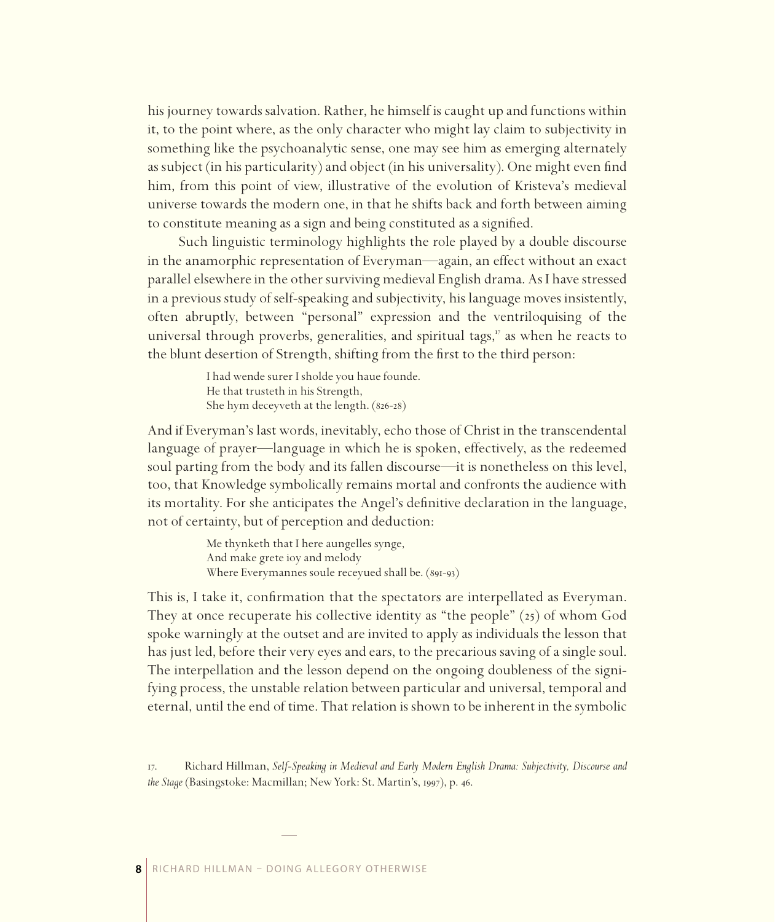his journey towards salvation. Rather, he himself is caught up and functions within it, to the point where, as the only character who might lay claim to subjectivity in something like the psychoanalytic sense, one may see him as emerging alternately as subject (in his particularity) and object (in his universality). One might even find him, from this point of view, illustrative of the evolution of Kristeva's medieval universe towards the modern one, in that he shifts back and forth between aiming to constitute meaning as a sign and being constituted as a signified.

Such linguistic terminology highlights the role played by a double discourse in the anamorphic representation of Everyman—again, an effect without an exact parallel elsewhere in the other surviving medieval English drama. As I have stressed in a previous study of self-speaking and subjectivity, his language moves insistently, often abruptly, between "personal" expression and the ventriloquising of the universal through proverbs, generalities, and spiritual tags,[17] as when he reacts to the blunt desertion of Strength, shifting from the first to the third person:

> I had wende surer I sholde you haue founde.
> He that trusteth in his Strength,
> She hym deceyveth at the length. (826-28)

And if Everyman's last words, inevitably, echo those of Christ in the transcendental language of prayer—language in which he is spoken, effectively, as the redeemed soul parting from the body and its fallen discourse—it is nonetheless on this level, too, that Knowledge symbolically remains mortal and confronts the audience with its mortality. For she anticipates the Angel's definitive declaration in the language, not of certainty, but of perception and deduction:

> Me thynketh that I here aungelles synge,
> And make grete ioy and melody
> Where Everymannes soule receyued shall be. (891-93)

This is, I take it, confirmation that the spectators are interpellated as Everyman. They at once recuperate his collective identity as "the people" (25) of whom God spoke warningly at the outset and are invited to apply as individuals the lesson that has just led, before their very eyes and ears, to the precarious saving of a single soul. The interpellation and the lesson depend on the ongoing doubleness of the signifying process, the unstable relation between particular and universal, temporal and eternal, until the end of time. That relation is shown to be inherent in the symbolic

17. Richard Hillman, *Self-Speaking in Medieval and Early Modern English Drama: Subjectivity, Discourse and the Stage* (Basingstoke: Macmillan; New York: St. Martin's, 1997), p. 46.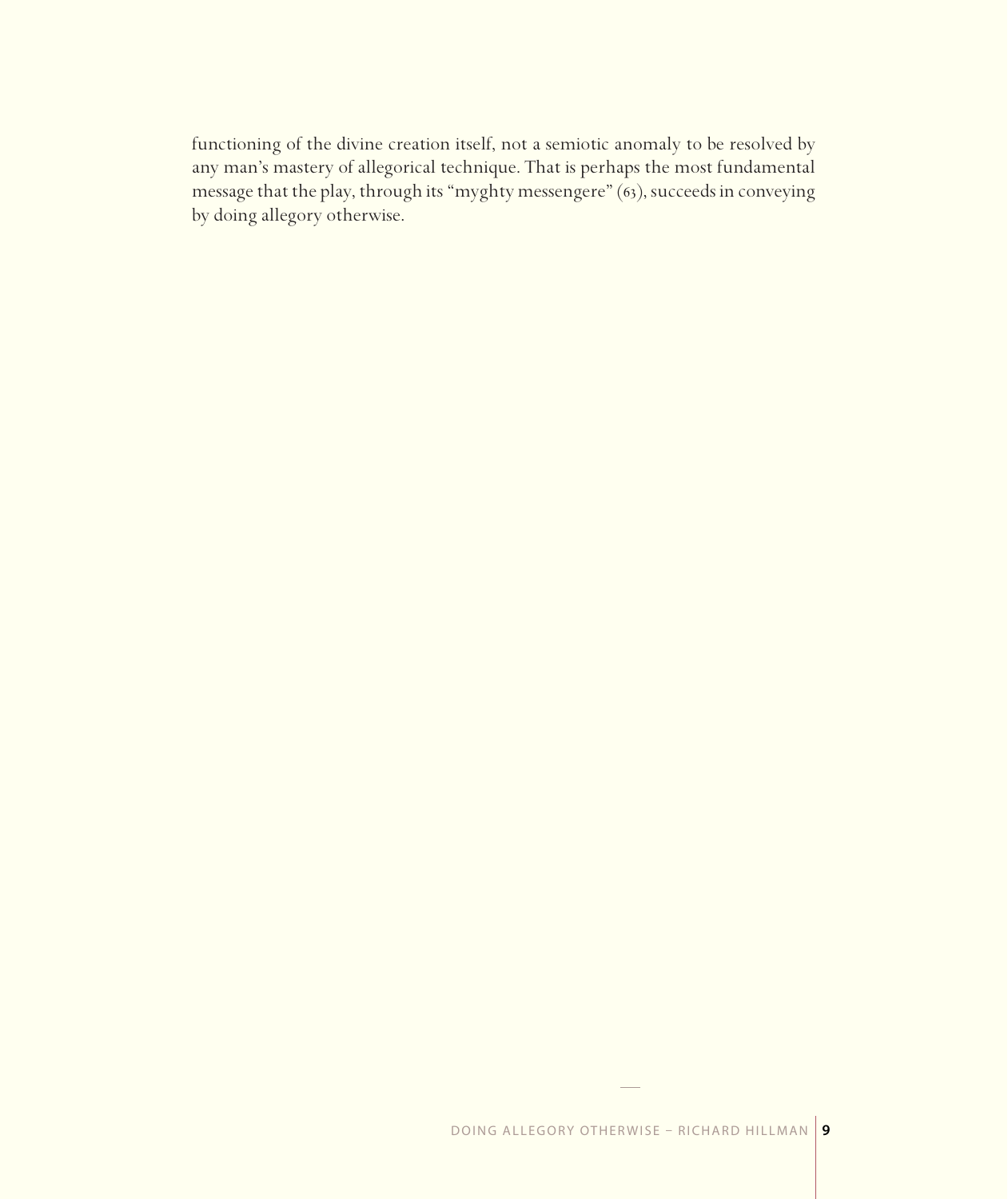functioning of the divine creation itself, not a semiotic anomaly to be resolved by any man's mastery of allegorical technique. That is perhaps the most fundamental message that the play, through its "myghty messengere" (63), succeeds in conveying by doing allegory otherwise.